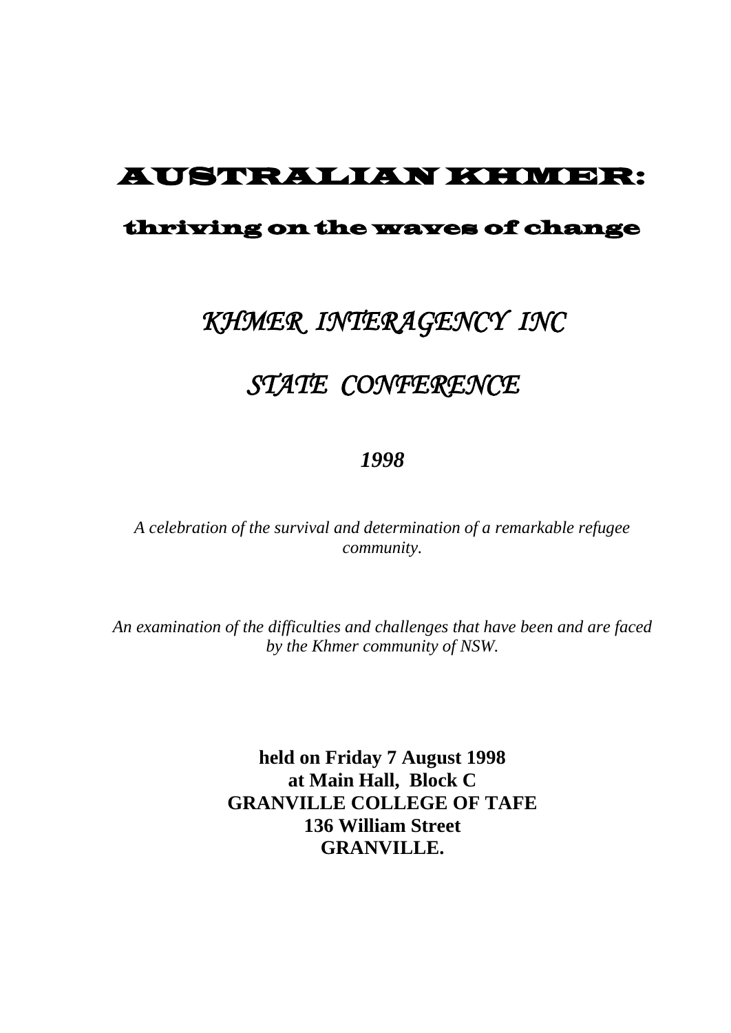# AUSTRALIAN KHMER:

## thriving on the waves of change

## *KHMER INTERAGENCY INC*

## *STATE CONFERENCE*

***1998***

*A celebration of the survival and determination of a remarkable refugee community.*

*An examination of the difficulties and challenges that have been and are faced by the Khmer community of NSW.*

**held on Friday 7 August 1998**
**at Main Hall, Block C**
**GRANVILLE COLLEGE OF TAFE**
**136 William Street**
**GRANVILLE.**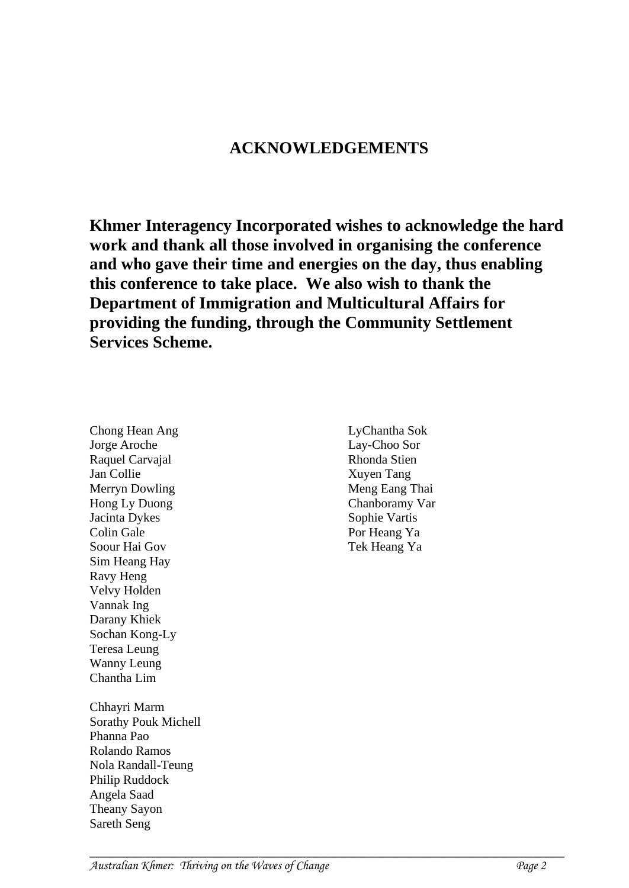# ACKNOWLEDGEMENTS

**Khmer Interagency Incorporated wishes to acknowledge the hard work and thank all those involved in organising the conference and who gave their time and energies on the day, thus enabling this conference to take place. We also wish to thank the Department of Immigration and Multicultural Affairs for providing the funding, through the Community Settlement Services Scheme.**

Chong Hean Ang
Jorge Aroche
Raquel Carvajal
Jan Collie
Merryn Dowling
Hong Ly Duong
Jacinta Dykes
Colin Gale
Soour Hai Gov
Sim Heang Hay
Ravy Heng
Velvy Holden
Vannak Ing
Darany Khiek
Sochan Kong-Ly
Teresa Leung
Wanny Leung
Chantha Lim

Chhayri Marm
Sorathy Pouk Michell
Phanna Pao
Rolando Ramos
Nola Randall-Teung
Philip Ruddock
Angela Saad
Theany Sayon
Sareth Seng

LyChantha Sok
Lay-Choo Sor
Rhonda Stien
Xuyen Tang
Meng Eang Thai
Chanboramy Var
Sophie Vartis
Por Heang Ya
Tek Heang Ya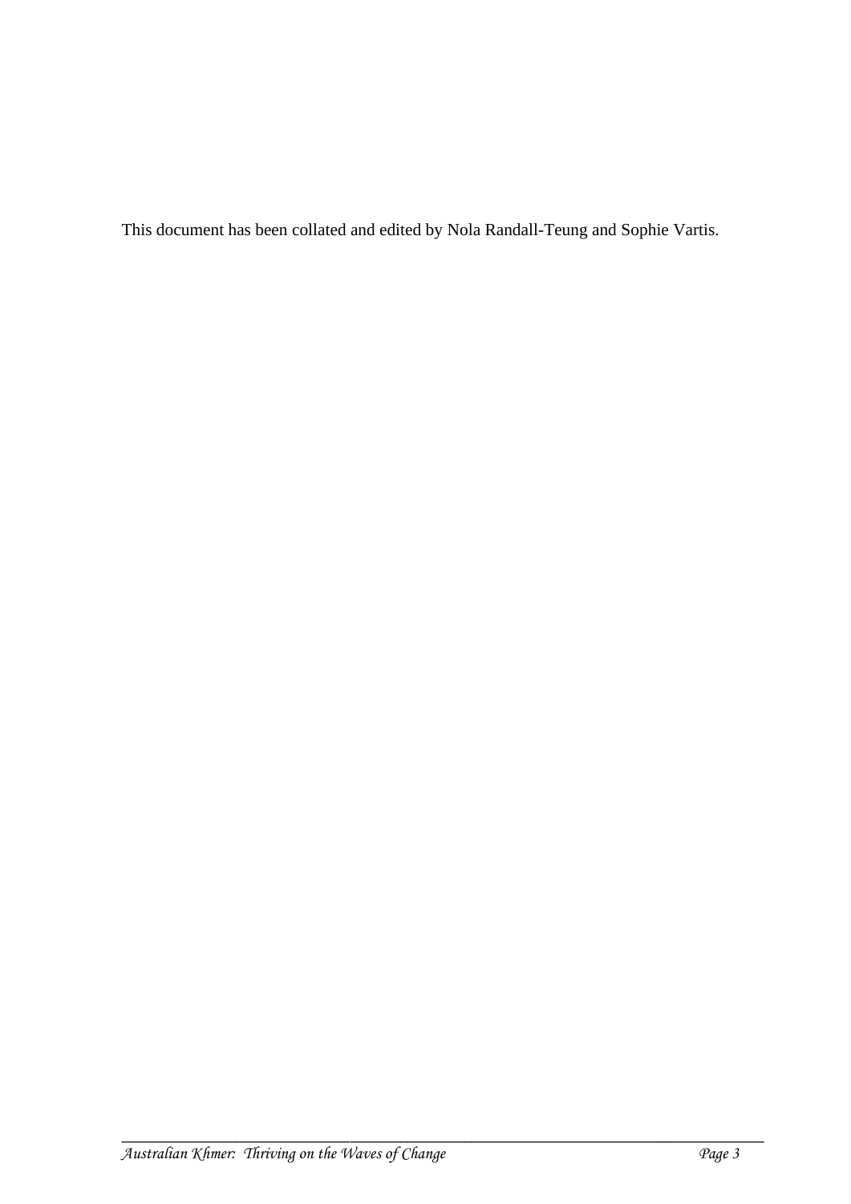This document has been collated and edited by Nola Randall-Teung and Sophie Vartis.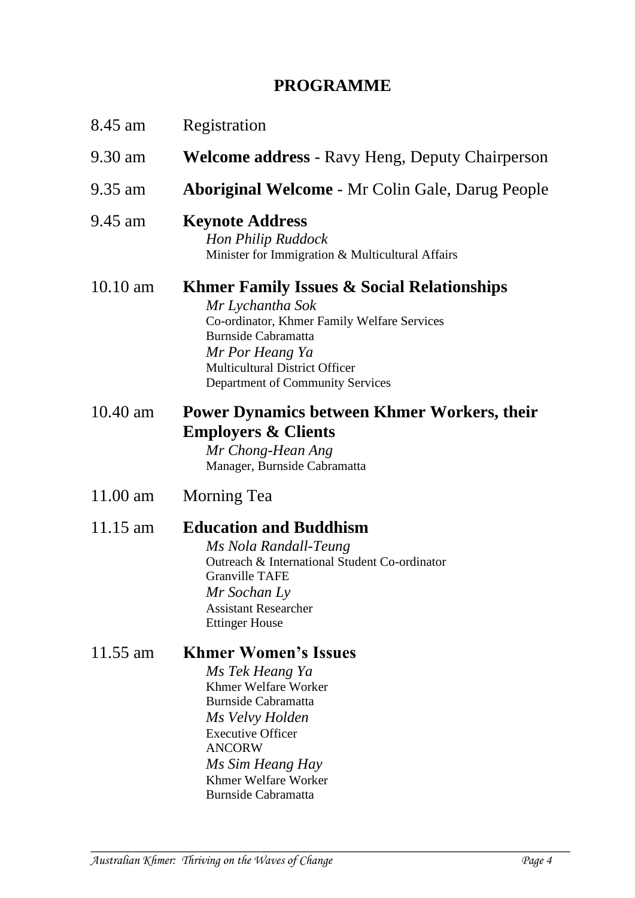# PROGRAMME

8.45 am Registration

9.30 am **Welcome address** - Ravy Heng, Deputy Chairperson

9.35 am **Aboriginal Welcome** - Mr Colin Gale, Darug People

9.45 am **Keynote Address**
*Hon Philip Ruddock*
Minister for Immigration & Multicultural Affairs

10.10 am **Khmer Family Issues & Social Relationships**
*Mr Lychantha Sok*
Co-ordinator, Khmer Family Welfare Services
Burnside Cabramatta
*Mr Por Heang Ya*
Multicultural District Officer
Department of Community Services

10.40 am **Power Dynamics between Khmer Workers, their Employers & Clients**
*Mr Chong-Hean Ang*
Manager, Burnside Cabramatta

11.00 am Morning Tea

11.15 am **Education and Buddhism**
*Ms Nola Randall-Teung*
Outreach & International Student Co-ordinator
Granville TAFE
*Mr Sochan Ly*
Assistant Researcher
Ettinger House

11.55 am **Khmer Women's Issues**
*Ms Tek Heang Ya*
Khmer Welfare Worker
Burnside Cabramatta
*Ms Velvy Holden*
Executive Officer
ANCORW
*Ms Sim Heang Hay*
Khmer Welfare Worker
Burnside Cabramatta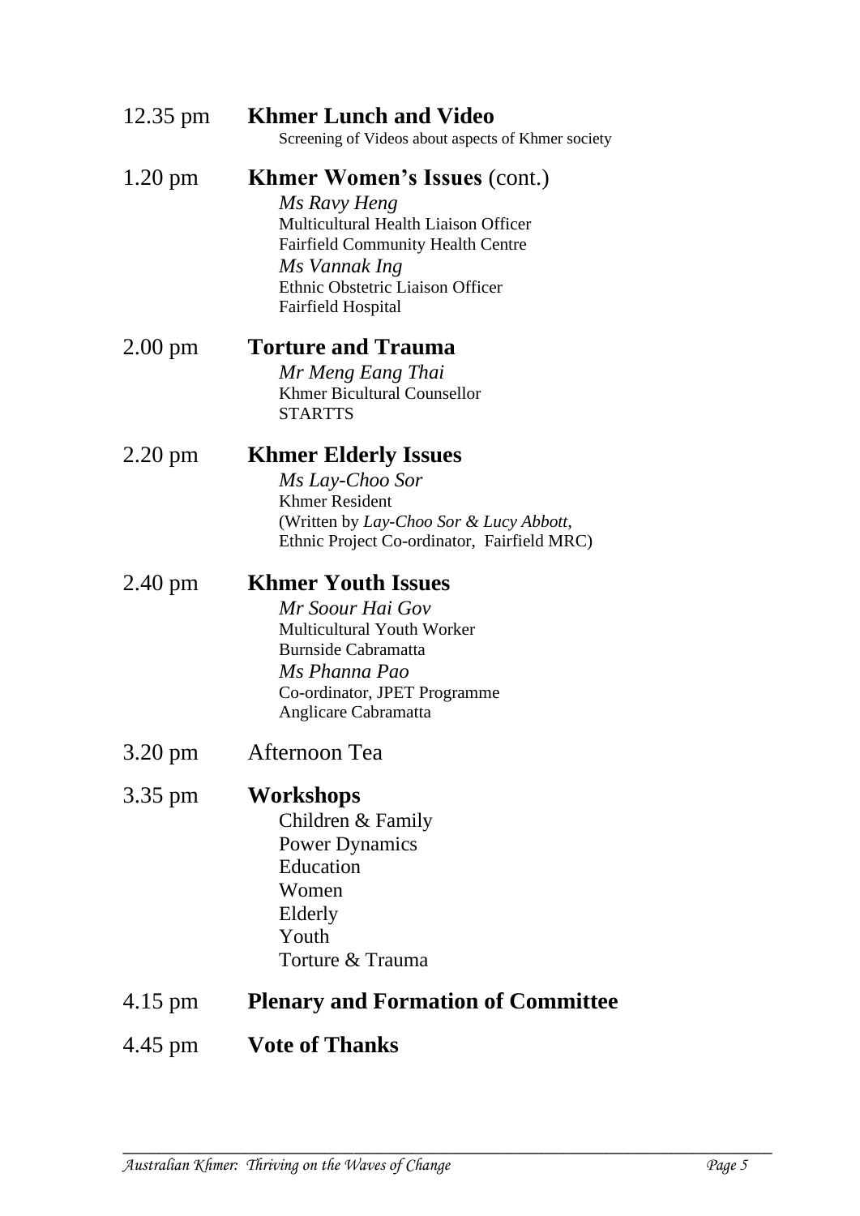12.35 pm **Khmer Lunch and Video**

Screening of Videos about aspects of Khmer society

1.20 pm **Khmer Women's Issues** (cont.)

*Ms Ravy Heng*
Multicultural Health Liaison Officer
Fairfield Community Health Centre

*Ms Vannak Ing*
Ethnic Obstetric Liaison Officer
Fairfield Hospital

2.00 pm **Torture and Trauma**

*Mr Meng Eang Thai*
Khmer Bicultural Counsellor
STARTTS

2.20 pm **Khmer Elderly Issues**

*Ms Lay-Choo Sor*
Khmer Resident
(Written by *Lay-Choo Sor & Lucy Abbott*,
Ethnic Project Co-ordinator, Fairfield MRC)

2.40 pm **Khmer Youth Issues**

*Mr Soour Hai Gov*
Multicultural Youth Worker
Burnside Cabramatta

*Ms Phanna Pao*
Co-ordinator, JPET Programme
Anglicare Cabramatta

3.20 pm Afternoon Tea

3.35 pm **Workshops**

Children & Family
Power Dynamics
Education
Women
Elderly
Youth
Torture & Trauma

4.15 pm **Plenary and Formation of Committee**

4.45 pm **Vote of Thanks**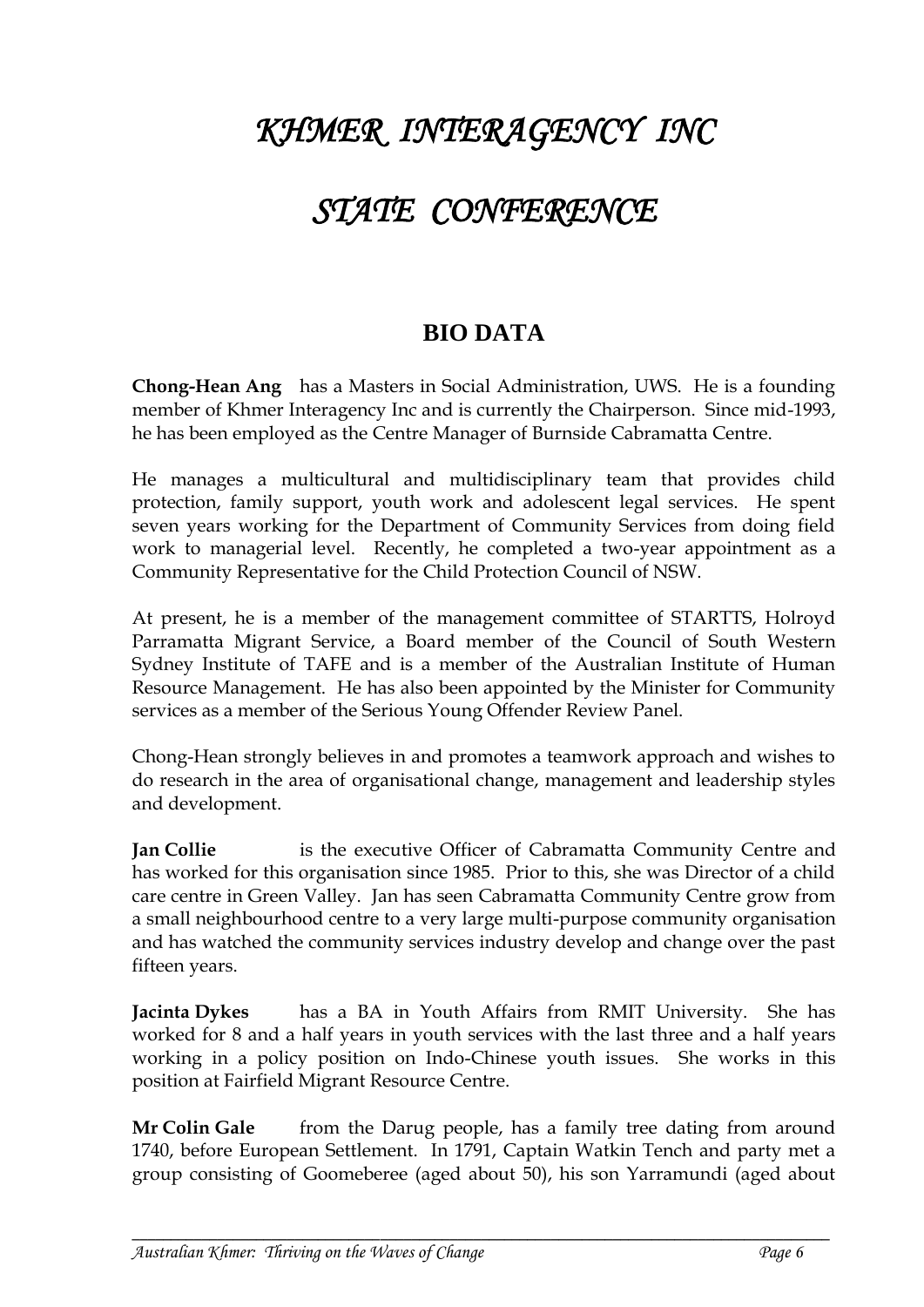# *KHMER INTERAGENCY INC*

# *STATE CONFERENCE*

## BIO DATA

**Chong-Hean Ang** has a Masters in Social Administration, UWS. He is a founding member of Khmer Interagency Inc and is currently the Chairperson. Since mid-1993, he has been employed as the Centre Manager of Burnside Cabramatta Centre.

He manages a multicultural and multidisciplinary team that provides child protection, family support, youth work and adolescent legal services. He spent seven years working for the Department of Community Services from doing field work to managerial level. Recently, he completed a two-year appointment as a Community Representative for the Child Protection Council of NSW.

At present, he is a member of the management committee of STARTTS, Holroyd Parramatta Migrant Service, a Board member of the Council of South Western Sydney Institute of TAFE and is a member of the Australian Institute of Human Resource Management. He has also been appointed by the Minister for Community services as a member of the Serious Young Offender Review Panel.

Chong-Hean strongly believes in and promotes a teamwork approach and wishes to do research in the area of organisational change, management and leadership styles and development.

**Jan Collie** is the executive Officer of Cabramatta Community Centre and has worked for this organisation since 1985. Prior to this, she was Director of a child care centre in Green Valley. Jan has seen Cabramatta Community Centre grow from a small neighbourhood centre to a very large multi-purpose community organisation and has watched the community services industry develop and change over the past fifteen years.

**Jacinta Dykes** has a BA in Youth Affairs from RMIT University. She has worked for 8 and a half years in youth services with the last three and a half years working in a policy position on Indo-Chinese youth issues. She works in this position at Fairfield Migrant Resource Centre.

**Mr Colin Gale** from the Darug people, has a family tree dating from around 1740, before European Settlement. In 1791, Captain Watkin Tench and party met a group consisting of Goomeberee (aged about 50), his son Yarramundi (aged about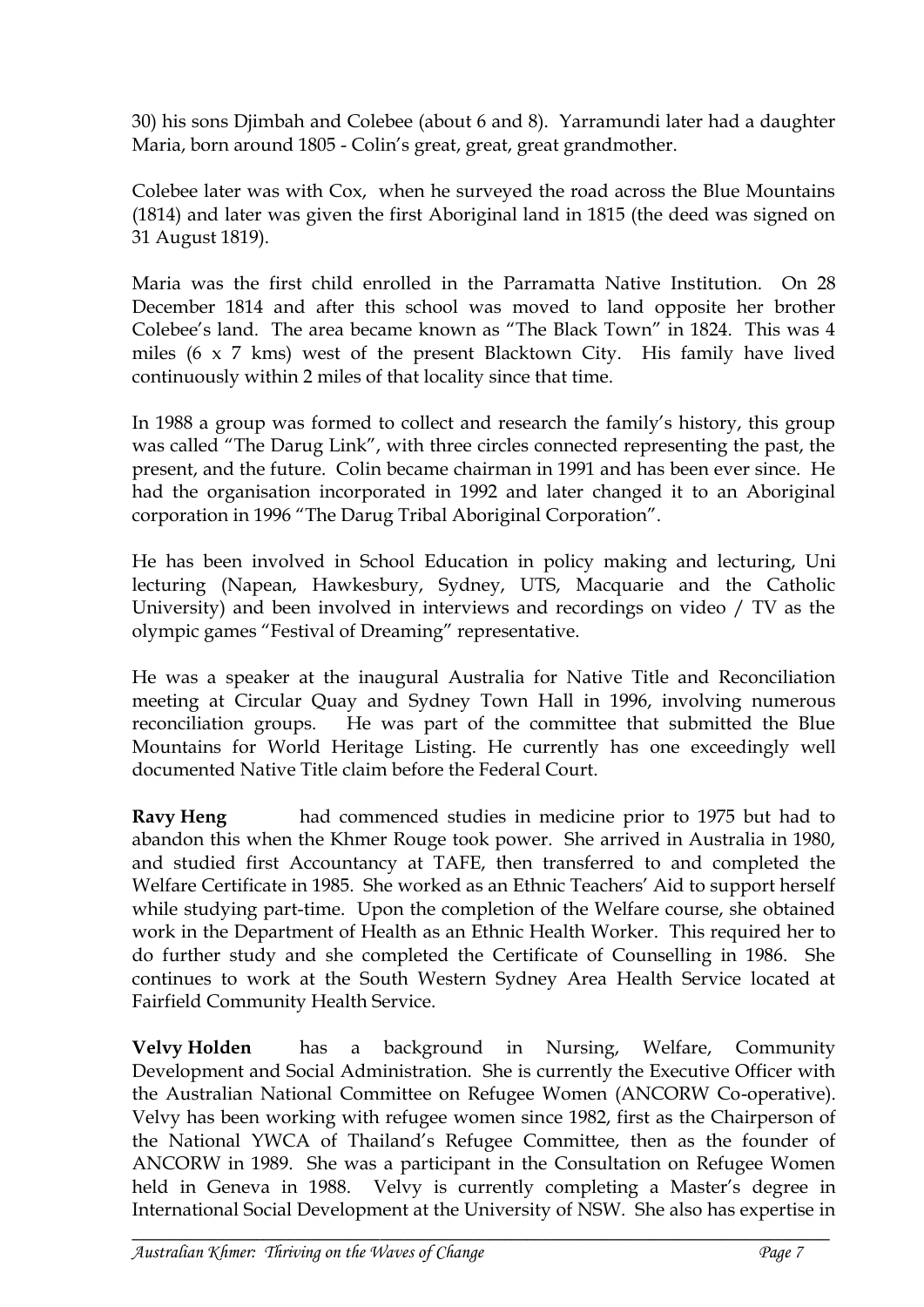30) his sons Djimbah and Colebee (about 6 and 8). Yarramundi later had a daughter Maria, born around 1805 - Colin's great, great, great grandmother.

Colebee later was with Cox, when he surveyed the road across the Blue Mountains (1814) and later was given the first Aboriginal land in 1815 (the deed was signed on 31 August 1819).

Maria was the first child enrolled in the Parramatta Native Institution. On 28 December 1814 and after this school was moved to land opposite her brother Colebee's land. The area became known as "The Black Town" in 1824. This was 4 miles (6 x 7 kms) west of the present Blacktown City. His family have lived continuously within 2 miles of that locality since that time.

In 1988 a group was formed to collect and research the family's history, this group was called "The Darug Link", with three circles connected representing the past, the present, and the future. Colin became chairman in 1991 and has been ever since. He had the organisation incorporated in 1992 and later changed it to an Aboriginal corporation in 1996 "The Darug Tribal Aboriginal Corporation".

He has been involved in School Education in policy making and lecturing, Uni lecturing (Napean, Hawkesbury, Sydney, UTS, Macquarie and the Catholic University) and been involved in interviews and recordings on video / TV as the olympic games "Festival of Dreaming" representative.

He was a speaker at the inaugural Australia for Native Title and Reconciliation meeting at Circular Quay and Sydney Town Hall in 1996, involving numerous reconciliation groups. He was part of the committee that submitted the Blue Mountains for World Heritage Listing. He currently has one exceedingly well documented Native Title claim before the Federal Court.

**Ravy Heng** had commenced studies in medicine prior to 1975 but had to abandon this when the Khmer Rouge took power. She arrived in Australia in 1980, and studied first Accountancy at TAFE, then transferred to and completed the Welfare Certificate in 1985. She worked as an Ethnic Teachers' Aid to support herself while studying part-time. Upon the completion of the Welfare course, she obtained work in the Department of Health as an Ethnic Health Worker. This required her to do further study and she completed the Certificate of Counselling in 1986. She continues to work at the South Western Sydney Area Health Service located at Fairfield Community Health Service.

**Velvy Holden** has a background in Nursing, Welfare, Community Development and Social Administration. She is currently the Executive Officer with the Australian National Committee on Refugee Women (ANCORW Co-operative). Velvy has been working with refugee women since 1982, first as the Chairperson of the National YWCA of Thailand's Refugee Committee, then as the founder of ANCORW in 1989. She was a participant in the Consultation on Refugee Women held in Geneva in 1988. Velvy is currently completing a Master's degree in International Social Development at the University of NSW. She also has expertise in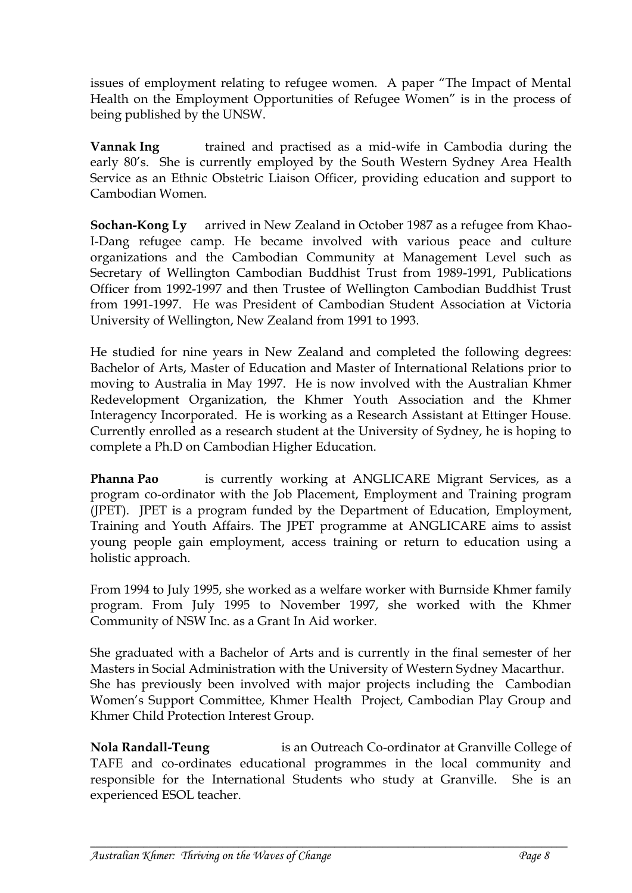issues of employment relating to refugee women. A paper "The Impact of Mental Health on the Employment Opportunities of Refugee Women" is in the process of being published by the UNSW.

**Vannak Ing** trained and practised as a mid-wife in Cambodia during the early 80's. She is currently employed by the South Western Sydney Area Health Service as an Ethnic Obstetric Liaison Officer, providing education and support to Cambodian Women.

**Sochan-Kong Ly** arrived in New Zealand in October 1987 as a refugee from Khao-I-Dang refugee camp. He became involved with various peace and culture organizations and the Cambodian Community at Management Level such as Secretary of Wellington Cambodian Buddhist Trust from 1989-1991, Publications Officer from 1992-1997 and then Trustee of Wellington Cambodian Buddhist Trust from 1991-1997. He was President of Cambodian Student Association at Victoria University of Wellington, New Zealand from 1991 to 1993.

He studied for nine years in New Zealand and completed the following degrees: Bachelor of Arts, Master of Education and Master of International Relations prior to moving to Australia in May 1997. He is now involved with the Australian Khmer Redevelopment Organization, the Khmer Youth Association and the Khmer Interagency Incorporated. He is working as a Research Assistant at Ettinger House. Currently enrolled as a research student at the University of Sydney, he is hoping to complete a Ph.D on Cambodian Higher Education.

**Phanna Pao** is currently working at ANGLICARE Migrant Services, as a program co-ordinator with the Job Placement, Employment and Training program (JPET). JPET is a program funded by the Department of Education, Employment, Training and Youth Affairs. The JPET programme at ANGLICARE aims to assist young people gain employment, access training or return to education using a holistic approach.

From 1994 to July 1995, she worked as a welfare worker with Burnside Khmer family program. From July 1995 to November 1997, she worked with the Khmer Community of NSW Inc. as a Grant In Aid worker.

She graduated with a Bachelor of Arts and is currently in the final semester of her Masters in Social Administration with the University of Western Sydney Macarthur. She has previously been involved with major projects including the Cambodian Women's Support Committee, Khmer Health Project, Cambodian Play Group and Khmer Child Protection Interest Group.

**Nola Randall-Teung** is an Outreach Co-ordinator at Granville College of TAFE and co-ordinates educational programmes in the local community and responsible for the International Students who study at Granville. She is an experienced ESOL teacher.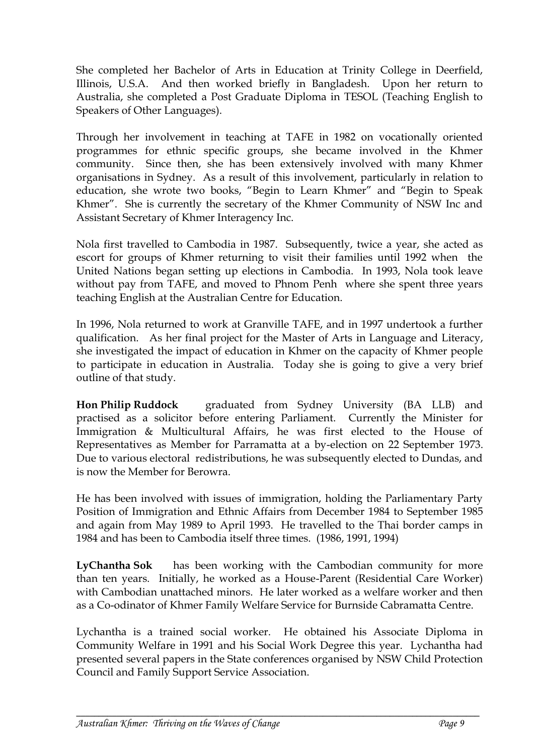She completed her Bachelor of Arts in Education at Trinity College in Deerfield, Illinois, U.S.A. And then worked briefly in Bangladesh. Upon her return to Australia, she completed a Post Graduate Diploma in TESOL (Teaching English to Speakers of Other Languages).

Through her involvement in teaching at TAFE in 1982 on vocationally oriented programmes for ethnic specific groups, she became involved in the Khmer community. Since then, she has been extensively involved with many Khmer organisations in Sydney. As a result of this involvement, particularly in relation to education, she wrote two books, "Begin to Learn Khmer" and "Begin to Speak Khmer". She is currently the secretary of the Khmer Community of NSW Inc and Assistant Secretary of Khmer Interagency Inc.

Nola first travelled to Cambodia in 1987. Subsequently, twice a year, she acted as escort for groups of Khmer returning to visit their families until 1992 when the United Nations began setting up elections in Cambodia. In 1993, Nola took leave without pay from TAFE, and moved to Phnom Penh where she spent three years teaching English at the Australian Centre for Education.

In 1996, Nola returned to work at Granville TAFE, and in 1997 undertook a further qualification. As her final project for the Master of Arts in Language and Literacy, she investigated the impact of education in Khmer on the capacity of Khmer people to participate in education in Australia. Today she is going to give a very brief outline of that study.

**Hon Philip Ruddock** graduated from Sydney University (BA LLB) and practised as a solicitor before entering Parliament. Currently the Minister for Immigration & Multicultural Affairs, he was first elected to the House of Representatives as Member for Parramatta at a by-election on 22 September 1973. Due to various electoral redistributions, he was subsequently elected to Dundas, and is now the Member for Berowra.

He has been involved with issues of immigration, holding the Parliamentary Party Position of Immigration and Ethnic Affairs from December 1984 to September 1985 and again from May 1989 to April 1993. He travelled to the Thai border camps in 1984 and has been to Cambodia itself three times. (1986, 1991, 1994)

**LyChantha Sok** has been working with the Cambodian community for more than ten years. Initially, he worked as a House-Parent (Residential Care Worker) with Cambodian unattached minors. He later worked as a welfare worker and then as a Co-odinator of Khmer Family Welfare Service for Burnside Cabramatta Centre.

Lychantha is a trained social worker. He obtained his Associate Diploma in Community Welfare in 1991 and his Social Work Degree this year. Lychantha had presented several papers in the State conferences organised by NSW Child Protection Council and Family Support Service Association.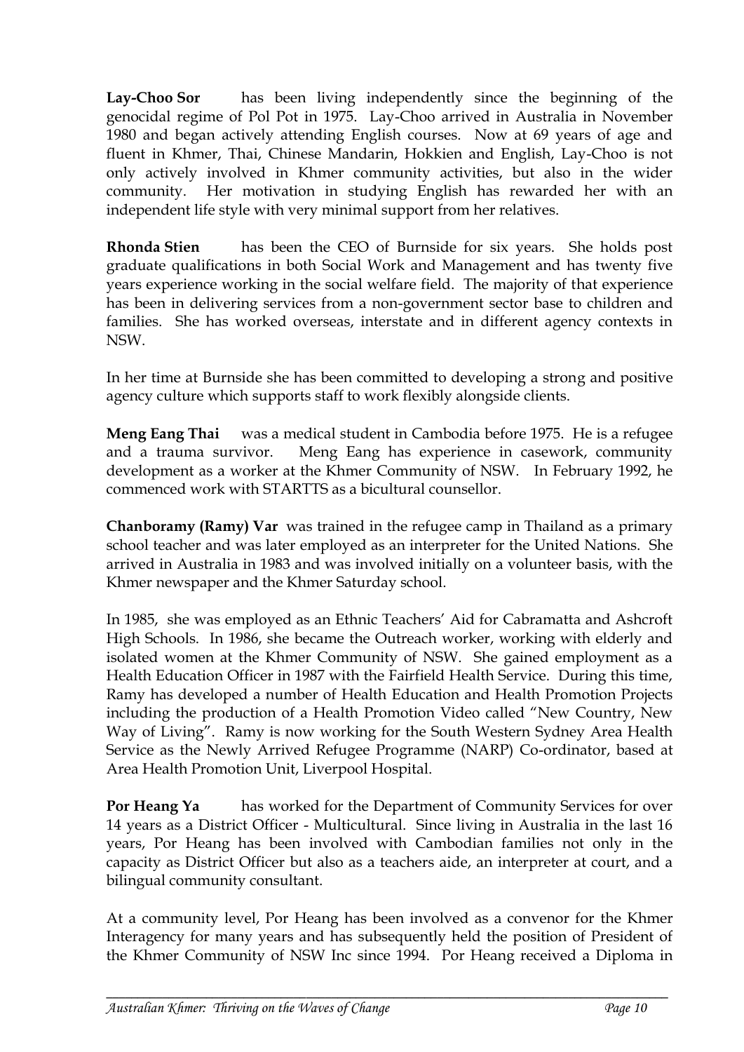**Lay-Choo Sor** has been living independently since the beginning of the genocidal regime of Pol Pot in 1975. Lay-Choo arrived in Australia in November 1980 and began actively attending English courses. Now at 69 years of age and fluent in Khmer, Thai, Chinese Mandarin, Hokkien and English, Lay-Choo is not only actively involved in Khmer community activities, but also in the wider community. Her motivation in studying English has rewarded her with an independent life style with very minimal support from her relatives.

**Rhonda Stien** has been the CEO of Burnside for six years. She holds post graduate qualifications in both Social Work and Management and has twenty five years experience working in the social welfare field. The majority of that experience has been in delivering services from a non-government sector base to children and families. She has worked overseas, interstate and in different agency contexts in NSW.

In her time at Burnside she has been committed to developing a strong and positive agency culture which supports staff to work flexibly alongside clients.

**Meng Eang Thai** was a medical student in Cambodia before 1975. He is a refugee and a trauma survivor. Meng Eang has experience in casework, community development as a worker at the Khmer Community of NSW. In February 1992, he commenced work with STARTTS as a bicultural counsellor.

**Chanboramy (Ramy) Var** was trained in the refugee camp in Thailand as a primary school teacher and was later employed as an interpreter for the United Nations. She arrived in Australia in 1983 and was involved initially on a volunteer basis, with the Khmer newspaper and the Khmer Saturday school.

In 1985, she was employed as an Ethnic Teachers' Aid for Cabramatta and Ashcroft High Schools. In 1986, she became the Outreach worker, working with elderly and isolated women at the Khmer Community of NSW. She gained employment as a Health Education Officer in 1987 with the Fairfield Health Service. During this time, Ramy has developed a number of Health Education and Health Promotion Projects including the production of a Health Promotion Video called "New Country, New Way of Living". Ramy is now working for the South Western Sydney Area Health Service as the Newly Arrived Refugee Programme (NARP) Co-ordinator, based at Area Health Promotion Unit, Liverpool Hospital.

**Por Heang Ya** has worked for the Department of Community Services for over 14 years as a District Officer - Multicultural. Since living in Australia in the last 16 years, Por Heang has been involved with Cambodian families not only in the capacity as District Officer but also as a teachers aide, an interpreter at court, and a bilingual community consultant.

At a community level, Por Heang has been involved as a convenor for the Khmer Interagency for many years and has subsequently held the position of President of the Khmer Community of NSW Inc since 1994. Por Heang received a Diploma in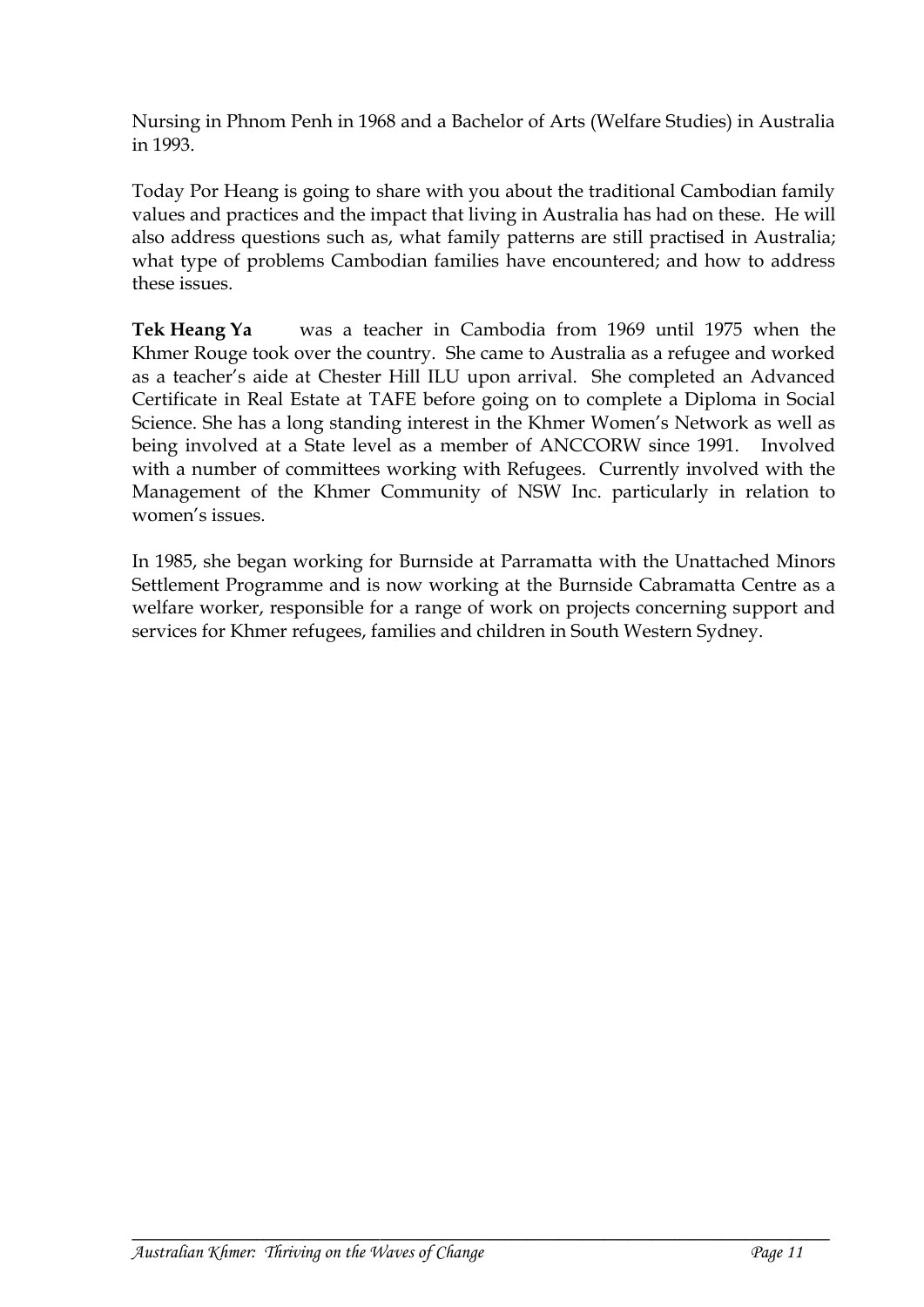Nursing in Phnom Penh in 1968 and a Bachelor of Arts (Welfare Studies) in Australia in 1993.

Today Por Heang is going to share with you about the traditional Cambodian family values and practices and the impact that living in Australia has had on these. He will also address questions such as, what family patterns are still practised in Australia; what type of problems Cambodian families have encountered; and how to address these issues.

**Tek Heang Ya** was a teacher in Cambodia from 1969 until 1975 when the Khmer Rouge took over the country. She came to Australia as a refugee and worked as a teacher's aide at Chester Hill ILU upon arrival. She completed an Advanced Certificate in Real Estate at TAFE before going on to complete a Diploma in Social Science. She has a long standing interest in the Khmer Women's Network as well as being involved at a State level as a member of ANCCORW since 1991. Involved with a number of committees working with Refugees. Currently involved with the Management of the Khmer Community of NSW Inc. particularly in relation to women's issues.

In 1985, she began working for Burnside at Parramatta with the Unattached Minors Settlement Programme and is now working at the Burnside Cabramatta Centre as a welfare worker, responsible for a range of work on projects concerning support and services for Khmer refugees, families and children in South Western Sydney.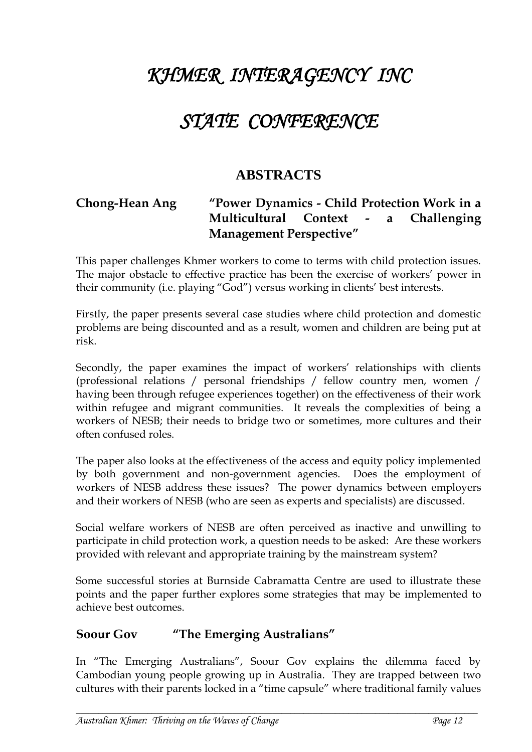# *KHMER INTERAGENCY INC*

# *STATE CONFERENCE*

## ABSTRACTS

### Chong-Hean Ang "Power Dynamics - Child Protection Work in a Multicultural Context - a Challenging Management Perspective"

This paper challenges Khmer workers to come to terms with child protection issues. The major obstacle to effective practice has been the exercise of workers' power in their community (i.e. playing "God") versus working in clients' best interests.

Firstly, the paper presents several case studies where child protection and domestic problems are being discounted and as a result, women and children are being put at risk.

Secondly, the paper examines the impact of workers' relationships with clients (professional relations / personal friendships / fellow country men, women / having been through refugee experiences together) on the effectiveness of their work within refugee and migrant communities. It reveals the complexities of being a workers of NESB; their needs to bridge two or sometimes, more cultures and their often confused roles.

The paper also looks at the effectiveness of the access and equity policy implemented by both government and non-government agencies. Does the employment of workers of NESB address these issues? The power dynamics between employers and their workers of NESB (who are seen as experts and specialists) are discussed.

Social welfare workers of NESB are often perceived as inactive and unwilling to participate in child protection work, a question needs to be asked: Are these workers provided with relevant and appropriate training by the mainstream system?

Some successful stories at Burnside Cabramatta Centre are used to illustrate these points and the paper further explores some strategies that may be implemented to achieve best outcomes.

### Soour Gov "The Emerging Australians"

In "The Emerging Australians", Soour Gov explains the dilemma faced by Cambodian young people growing up in Australia. They are trapped between two cultures with their parents locked in a "time capsule" where traditional family values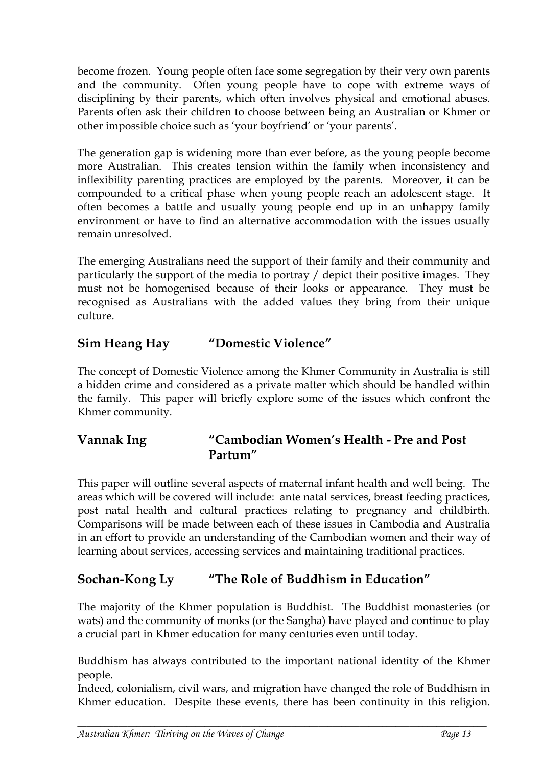become frozen. Young people often face some segregation by their very own parents and the community. Often young people have to cope with extreme ways of disciplining by their parents, which often involves physical and emotional abuses. Parents often ask their children to choose between being an Australian or Khmer or other impossible choice such as 'your boyfriend' or 'your parents'.

The generation gap is widening more than ever before, as the young people become more Australian. This creates tension within the family when inconsistency and inflexibility parenting practices are employed by the parents. Moreover, it can be compounded to a critical phase when young people reach an adolescent stage. It often becomes a battle and usually young people end up in an unhappy family environment or have to find an alternative accommodation with the issues usually remain unresolved.

The emerging Australians need the support of their family and their community and particularly the support of the media to portray / depict their positive images. They must not be homogenised because of their looks or appearance. They must be recognised as Australians with the added values they bring from their unique culture.

## Sim Heang Hay "Domestic Violence"

The concept of Domestic Violence among the Khmer Community in Australia is still a hidden crime and considered as a private matter which should be handled within the family. This paper will briefly explore some of the issues which confront the Khmer community.

## Vannak Ing "Cambodian Women's Health - Pre and Post Partum"

This paper will outline several aspects of maternal infant health and well being. The areas which will be covered will include: ante natal services, breast feeding practices, post natal health and cultural practices relating to pregnancy and childbirth. Comparisons will be made between each of these issues in Cambodia and Australia in an effort to provide an understanding of the Cambodian women and their way of learning about services, accessing services and maintaining traditional practices.

## Sochan-Kong Ly "The Role of Buddhism in Education"

The majority of the Khmer population is Buddhist. The Buddhist monasteries (or wats) and the community of monks (or the Sangha) have played and continue to play a crucial part in Khmer education for many centuries even until today.

Buddhism has always contributed to the important national identity of the Khmer people.

Indeed, colonialism, civil wars, and migration have changed the role of Buddhism in Khmer education. Despite these events, there has been continuity in this religion.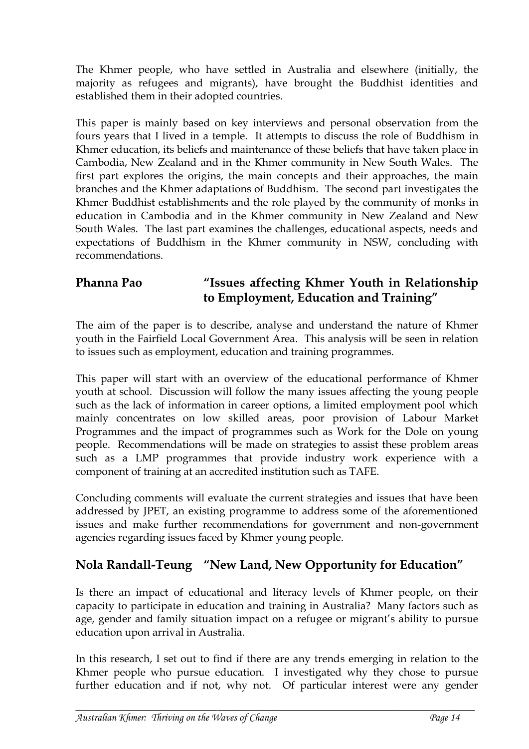The Khmer people, who have settled in Australia and elsewhere (initially, the majority as refugees and migrants), have brought the Buddhist identities and established them in their adopted countries.

This paper is mainly based on key interviews and personal observation from the fours years that I lived in a temple. It attempts to discuss the role of Buddhism in Khmer education, its beliefs and maintenance of these beliefs that have taken place in Cambodia, New Zealand and in the Khmer community in New South Wales. The first part explores the origins, the main concepts and their approaches, the main branches and the Khmer adaptations of Buddhism. The second part investigates the Khmer Buddhist establishments and the role played by the community of monks in education in Cambodia and in the Khmer community in New Zealand and New South Wales. The last part examines the challenges, educational aspects, needs and expectations of Buddhism in the Khmer community in NSW, concluding with recommendations.

## Phanna Pao "Issues affecting Khmer Youth in Relationship to Employment, Education and Training"

The aim of the paper is to describe, analyse and understand the nature of Khmer youth in the Fairfield Local Government Area. This analysis will be seen in relation to issues such as employment, education and training programmes.

This paper will start with an overview of the educational performance of Khmer youth at school. Discussion will follow the many issues affecting the young people such as the lack of information in career options, a limited employment pool which mainly concentrates on low skilled areas, poor provision of Labour Market Programmes and the impact of programmes such as Work for the Dole on young people. Recommendations will be made on strategies to assist these problem areas such as a LMP programmes that provide industry work experience with a component of training at an accredited institution such as TAFE.

Concluding comments will evaluate the current strategies and issues that have been addressed by JPET, an existing programme to address some of the aforementioned issues and make further recommendations for government and non-government agencies regarding issues faced by Khmer young people.

## Nola Randall-Teung "New Land, New Opportunity for Education"

Is there an impact of educational and literacy levels of Khmer people, on their capacity to participate in education and training in Australia? Many factors such as age, gender and family situation impact on a refugee or migrant's ability to pursue education upon arrival in Australia.

In this research, I set out to find if there are any trends emerging in relation to the Khmer people who pursue education. I investigated why they chose to pursue further education and if not, why not. Of particular interest were any gender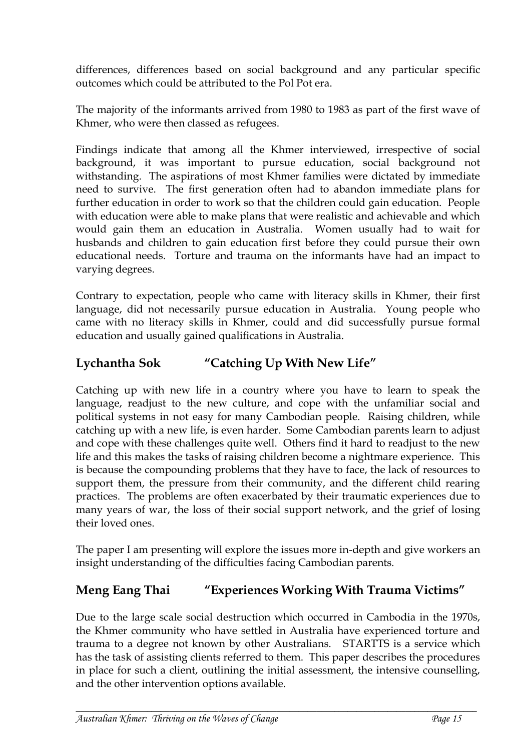differences, differences based on social background and any particular specific outcomes which could be attributed to the Pol Pot era.

The majority of the informants arrived from 1980 to 1983 as part of the first wave of Khmer, who were then classed as refugees.

Findings indicate that among all the Khmer interviewed, irrespective of social background, it was important to pursue education, social background not withstanding. The aspirations of most Khmer families were dictated by immediate need to survive. The first generation often had to abandon immediate plans for further education in order to work so that the children could gain education. People with education were able to make plans that were realistic and achievable and which would gain them an education in Australia. Women usually had to wait for husbands and children to gain education first before they could pursue their own educational needs. Torture and trauma on the informants have had an impact to varying degrees.

Contrary to expectation, people who came with literacy skills in Khmer, their first language, did not necessarily pursue education in Australia. Young people who came with no literacy skills in Khmer, could and did successfully pursue formal education and usually gained qualifications in Australia.

## Lychantha Sok "Catching Up With New Life"

Catching up with new life in a country where you have to learn to speak the language, readjust to the new culture, and cope with the unfamiliar social and political systems in not easy for many Cambodian people. Raising children, while catching up with a new life, is even harder. Some Cambodian parents learn to adjust and cope with these challenges quite well. Others find it hard to readjust to the new life and this makes the tasks of raising children become a nightmare experience. This is because the compounding problems that they have to face, the lack of resources to support them, the pressure from their community, and the different child rearing practices. The problems are often exacerbated by their traumatic experiences due to many years of war, the loss of their social support network, and the grief of losing their loved ones.

The paper I am presenting will explore the issues more in-depth and give workers an insight understanding of the difficulties facing Cambodian parents.

## Meng Eang Thai "Experiences Working With Trauma Victims"

Due to the large scale social destruction which occurred in Cambodia in the 1970s, the Khmer community who have settled in Australia have experienced torture and trauma to a degree not known by other Australians. STARTTS is a service which has the task of assisting clients referred to them. This paper describes the procedures in place for such a client, outlining the initial assessment, the intensive counselling, and the other intervention options available.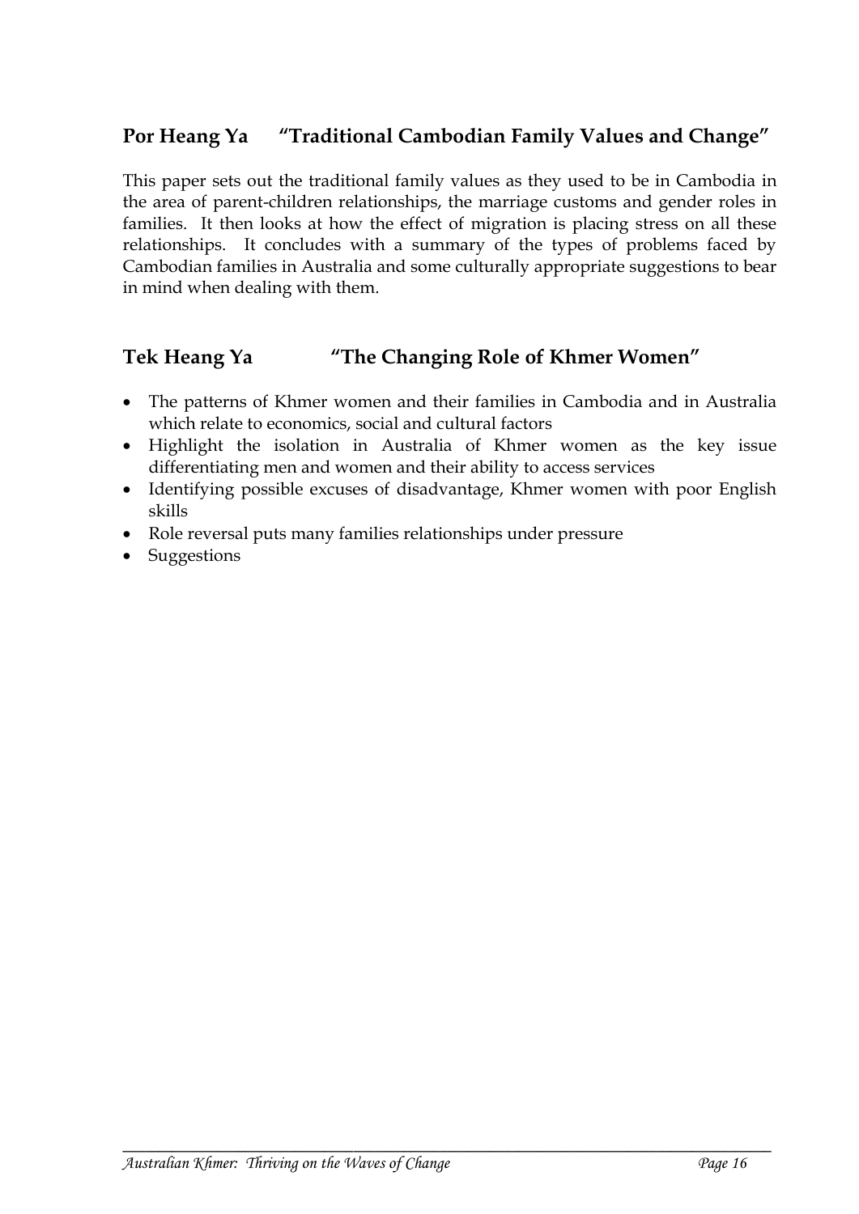## Por Heang Ya "Traditional Cambodian Family Values and Change"

This paper sets out the traditional family values as they used to be in Cambodia in the area of parent-children relationships, the marriage customs and gender roles in families. It then looks at how the effect of migration is placing stress on all these relationships. It concludes with a summary of the types of problems faced by Cambodian families in Australia and some culturally appropriate suggestions to bear in mind when dealing with them.

## Tek Heang Ya "The Changing Role of Khmer Women"

- The patterns of Khmer women and their families in Cambodia and in Australia which relate to economics, social and cultural factors
- Highlight the isolation in Australia of Khmer women as the key issue differentiating men and women and their ability to access services
- Identifying possible excuses of disadvantage, Khmer women with poor English skills
- Role reversal puts many families relationships under pressure
- Suggestions